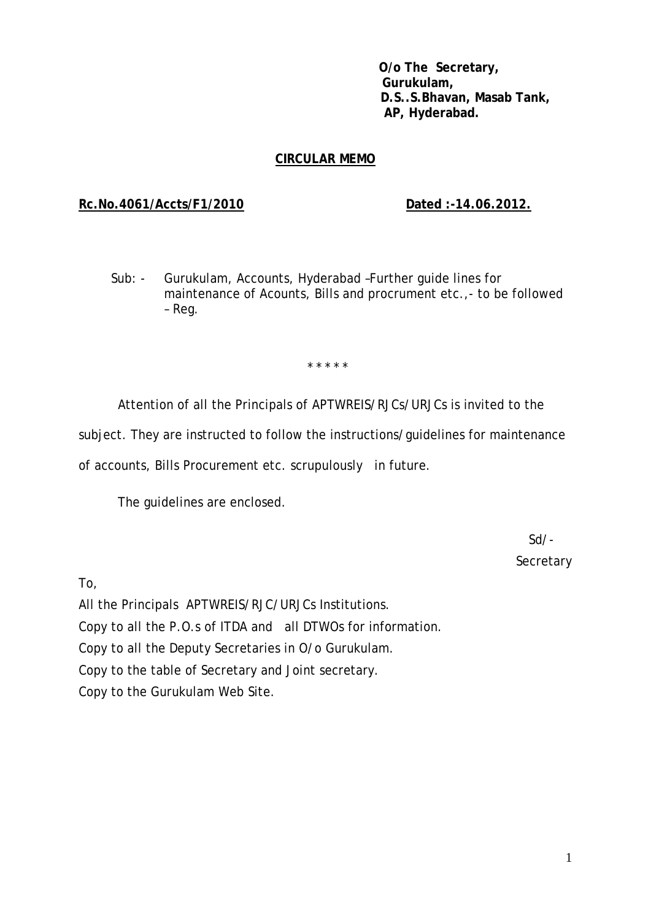**O/o The Secretary,**
**Gurukulam,**
**D.S..S.Bhavan, Masab Tank,**
**AP, Hyderabad.**

**CIRCULAR MEMO**

**Rc.No.4061/Accts/F1/2010** **Dated :-14.06.2012.**

Sub: - Gurukulam, Accounts, Hyderabad –Further guide lines for maintenance of Acounts, Bills and procrument etc.,- to be followed – Reg.

\* \* \* \* \*

Attention of all the Principals of APTWREIS/RJCs/URJCs is invited to the subject. They are instructed to follow the instructions/guidelines for maintenance of accounts, Bills Procurement etc. scrupulously in future.

The guidelines are enclosed.

Sd/-
Secretary

To,
All the Principals APTWREIS/RJC/URJCs Institutions.
Copy to all the P.O.s of ITDA and all DTWOs for information.
Copy to all the Deputy Secretaries in O/o Gurukulam.
Copy to the table of Secretary and Joint secretary.
Copy to the Gurukulam Web Site.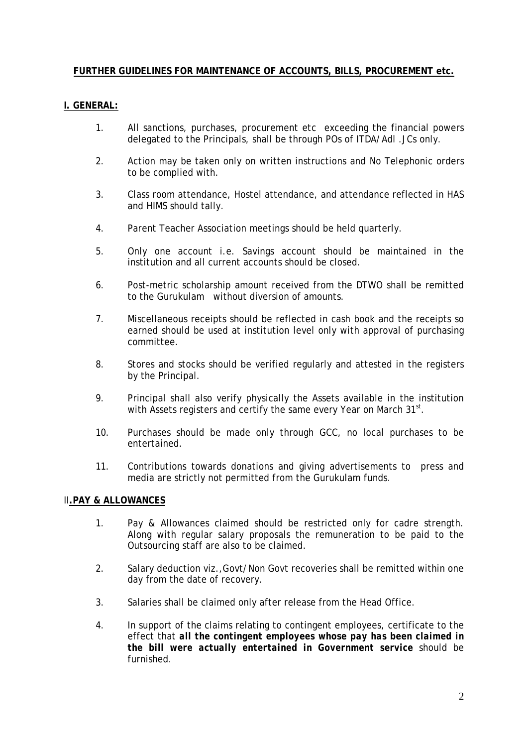## FURTHER GUIDELINES FOR MAINTENANCE OF ACCOUNTS, BILLS, PROCUREMENT etc.

### I. GENERAL:

1. All sanctions, purchases, procurement etc exceeding the financial powers delegated to the Principals, shall be through POs of ITDA/Adl .JCs only.

2. Action may be taken only on written instructions and No Telephonic orders to be complied with.

3. Class room attendance, Hostel attendance, and attendance reflected in HAS and HIMS should tally.

4. Parent Teacher Association meetings should be held quarterly.

5. Only one account i.e. Savings account should be maintained in the institution and all current accounts should be closed.

6. Post-metric scholarship amount received from the DTWO shall be remitted to the Gurukulam without diversion of amounts.

7. Miscellaneous receipts should be reflected in cash book and the receipts so earned should be used at institution level only with approval of purchasing committee.

8. Stores and stocks should be verified regularly and attested in the registers by the Principal.

9. Principal shall also verify physically the Assets available in the institution with Assets registers and certify the same every Year on March 31st.

10. Purchases should be made only through GCC, no local purchases to be entertained.

11. Contributions towards donations and giving advertisements to press and media are strictly not permitted from the Gurukulam funds.

### II. PAY & ALLOWANCES

1. Pay & Allowances claimed should be restricted only for cadre strength. Along with regular salary proposals the remuneration to be paid to the Outsourcing staff are also to be claimed.

2. Salary deduction viz.,Govt/Non Govt recoveries shall be remitted within one day from the date of recovery.

3. Salaries shall be claimed only after release from the Head Office.

4. In support of the claims relating to contingent employees, certificate to the effect that ***all the contingent employees whose pay has been claimed in the bill were actually entertained in Government service*** should be furnished.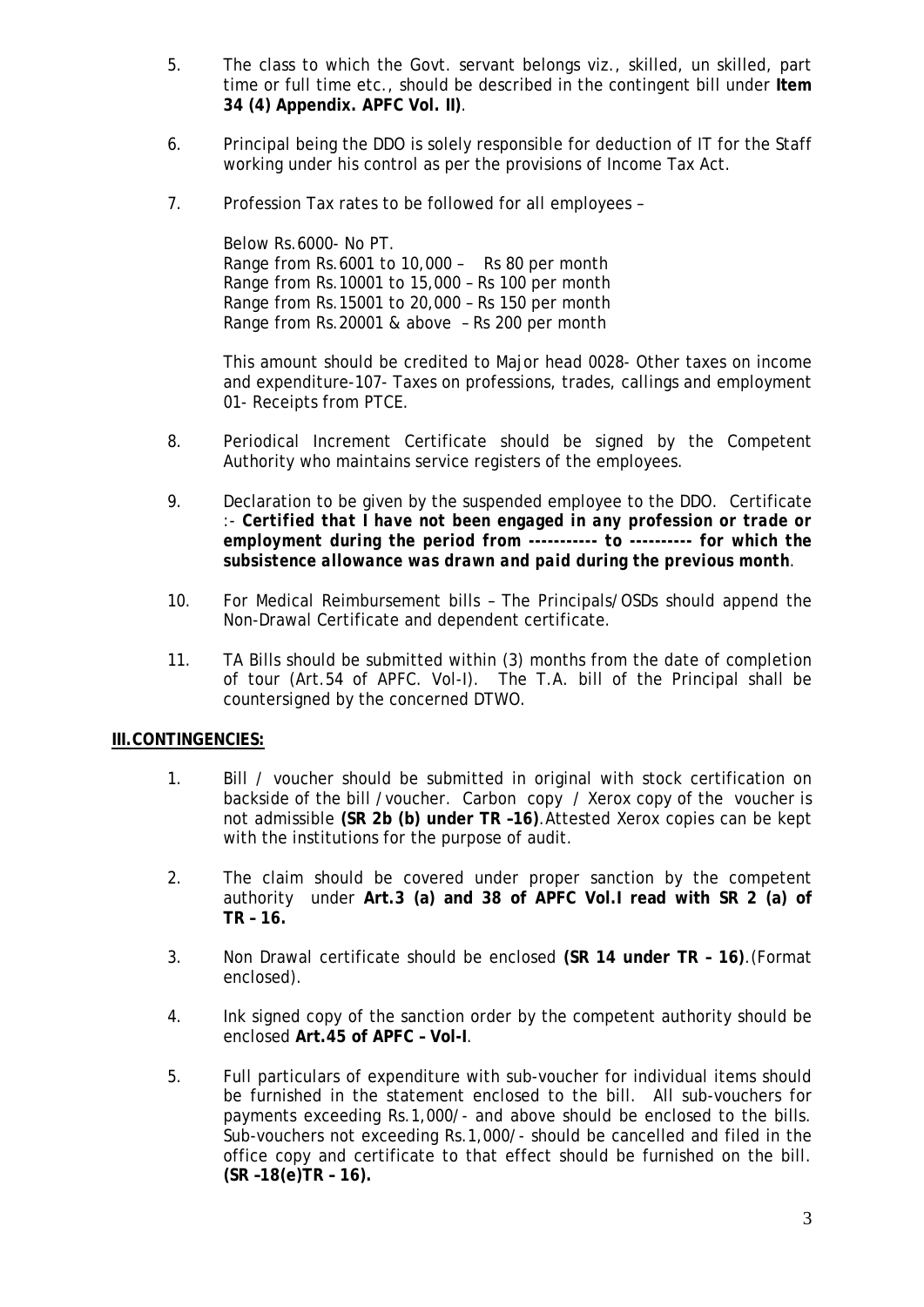5. The class to which the Govt. servant belongs viz., skilled, un skilled, part time or full time etc., should be described in the contingent bill under **Item 34 (4) Appendix. APFC Vol. II)**.

6. Principal being the DDO is solely responsible for deduction of IT for the Staff working under his control as per the provisions of Income Tax Act.

7. Profession Tax rates to be followed for all employees –

   Below Rs.6000- No PT.
   Range from Rs.6001 to 10,000 – Rs 80 per month
   Range from Rs.10001 to 15,000 – Rs 100 per month
   Range from Rs.15001 to 20,000 – Rs 150 per month
   Range from Rs.20001 & above – Rs 200 per month

   This amount should be credited to Major head 0028- Other taxes on income and expenditure-107- Taxes on professions, trades, callings and employment 01- Receipts from PTCE.

8. Periodical Increment Certificate should be signed by the Competent Authority who maintains service registers of the employees.

9. Declaration to be given by the suspended employee to the DDO. Certificate :- ***Certified that I have not been engaged in any profession or trade or employment during the period from ----------- to ---------- for which the subsistence allowance was drawn and paid during the previous month***.

10. For Medical Reimbursement bills – The Principals/OSDs should append the Non-Drawal Certificate and dependent certificate.

11. TA Bills should be submitted within (3) months from the date of completion of tour (Art.54 of APFC. Vol-I). The T.A. bill of the Principal shall be countersigned by the concerned DTWO.

**III.CONTINGENCIES:**

1. Bill / voucher should be submitted in original with stock certification on backside of the bill /voucher. Carbon copy / Xerox copy of the voucher is not admissible **(SR 2b (b) under TR –16)**.Attested Xerox copies can be kept with the institutions for the purpose of audit.

2. The claim should be covered under proper sanction by the competent authority under **Art.3 (a) and 38 of APFC Vol.I read with SR 2 (a) of TR – 16.**

3. Non Drawal certificate should be enclosed **(SR 14 under TR – 16)**.(Format enclosed).

4. Ink signed copy of the sanction order by the competent authority should be enclosed **Art.45 of APFC – Vol-I**.

5. Full particulars of expenditure with sub-voucher for individual items should be furnished in the statement enclosed to the bill. All sub-vouchers for payments exceeding Rs.1,000/- and above should be enclosed to the bills. Sub-vouchers not exceeding Rs.1,000/- should be cancelled and filed in the office copy and certificate to that effect should be furnished on the bill. **(SR –18(e)TR – 16).**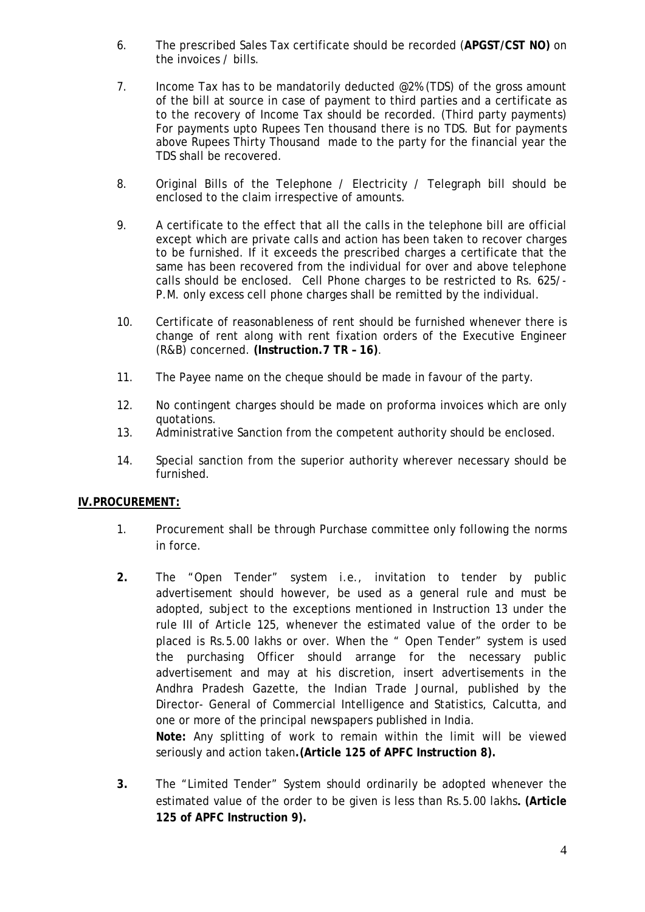6. The prescribed Sales Tax certificate should be recorded (**APGST/CST NO)** on the invoices / bills.

7. Income Tax has to be mandatorily deducted @2% (TDS) of the gross amount of the bill at source in case of payment to third parties and a certificate as to the recovery of Income Tax should be recorded. (Third party payments) For payments upto Rupees Ten thousand there is no TDS. But for payments above Rupees Thirty Thousand made to the party for the financial year the TDS shall be recovered.

8. Original Bills of the Telephone / Electricity / Telegraph bill should be enclosed to the claim irrespective of amounts.

9. A certificate to the effect that all the calls in the telephone bill are official except which are private calls and action has been taken to recover charges to be furnished. If it exceeds the prescribed charges a certificate that the same has been recovered from the individual for over and above telephone calls should be enclosed. Cell Phone charges to be restricted to Rs. 625/- P.M. only excess cell phone charges shall be remitted by the individual.

10. Certificate of reasonableness of rent should be furnished whenever there is change of rent along with rent fixation orders of the Executive Engineer (R&B) concerned. **(Instruction.7 TR – 16)**.

11. The Payee name on the cheque should be made in favour of the party.

12. No contingent charges should be made on proforma invoices which are only quotations.

13. Administrative Sanction from the competent authority should be enclosed.

14. Special sanction from the superior authority wherever necessary should be furnished.

## IV.PROCUREMENT:

1. Procurement shall be through Purchase committee only following the norms in force.

2. The "Open Tender" system i.e., invitation to tender by public advertisement should however, be used as a general rule and must be adopted, subject to the exceptions mentioned in Instruction 13 under the rule III of Article 125, whenever the estimated value of the order to be placed is Rs.5.00 lakhs or over. When the " Open Tender" system is used the purchasing Officer should arrange for the necessary public advertisement and may at his discretion, insert advertisements in the Andhra Pradesh Gazette, the Indian Trade Journal, published by the Director- General of Commercial Intelligence and Statistics, Calcutta, and one or more of the principal newspapers published in India.

   **Note:** Any splitting of work to remain within the limit will be viewed seriously and action taken**.(Article 125 of APFC Instruction 8).**

3. The "Limited Tender" System should ordinarily be adopted whenever the estimated value of the order to be given is less than Rs.5.00 lakhs**. (Article 125 of APFC Instruction 9).**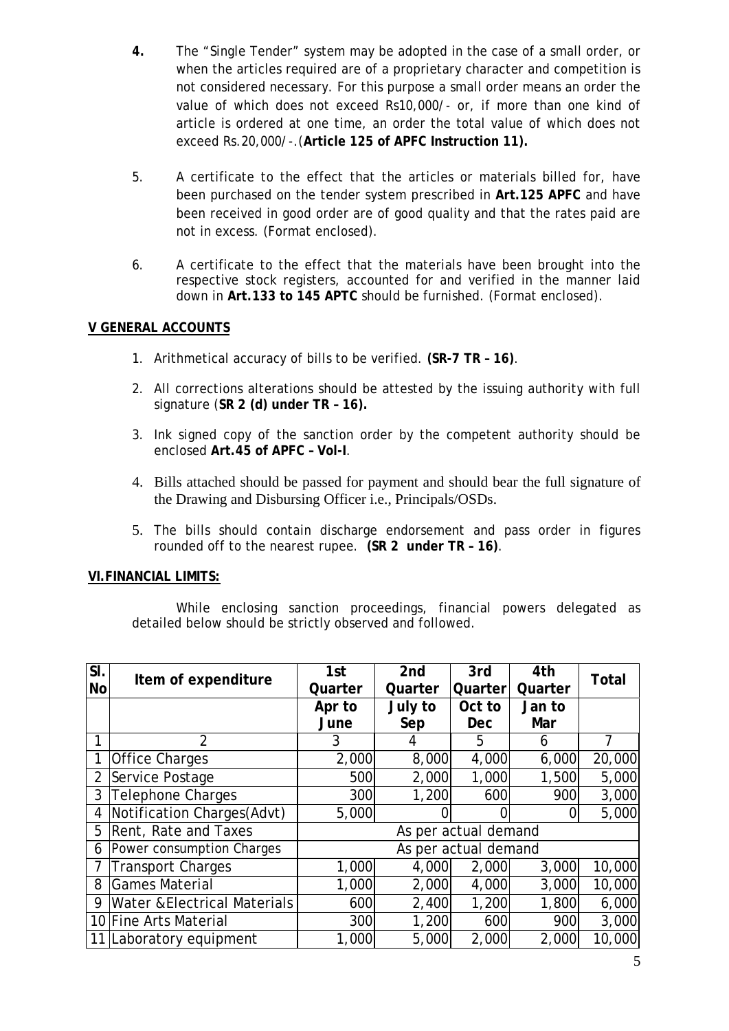4. The "Single Tender" system may be adopted in the case of a small order, or when the articles required are of a proprietary character and competition is not considered necessary. For this purpose a small order means an order the value of which does not exceed Rs10,000/- or, if more than one kind of article is ordered at one time, an order the total value of which does not exceed Rs.20,000/-.(**Article 125 of APFC Instruction 11).**

5. A certificate to the effect that the articles or materials billed for, have been purchased on the tender system prescribed in **Art.125 APFC** and have been received in good order are of good quality and that the rates paid are not in excess. (Format enclosed).

6. A certificate to the effect that the materials have been brought into the respective stock registers, accounted for and verified in the manner laid down in **Art.133 to 145 APTC** should be furnished. (Format enclosed).

## V GENERAL ACCOUNTS

1. Arithmetical accuracy of bills to be verified. **(SR-7 TR – 16)**.
2. All corrections alterations should be attested by the issuing authority with full signature (**SR 2 (d) under TR – 16).**
3. Ink signed copy of the sanction order by the competent authority should be enclosed **Art.45 of APFC – Vol-I**.
4. Bills attached should be passed for payment and should bear the full signature of the Drawing and Disbursing Officer i.e., Principals/OSDs.
5. The bills should contain discharge endorsement and pass order in figures rounded off to the nearest rupee. **(SR 2 under TR – 16)**.

## VI.FINANCIAL LIMITS:

While enclosing sanction proceedings, financial powers delegated as detailed below should be strictly observed and followed.

| Sl. No | Item of expenditure | 1st Quarter | 2nd Quarter | 3rd Quarter | 4th Quarter | Total |
|---|---|---|---|---|---|---|
| | | Apr to June | July to Sep | Oct to Dec | Jan to Mar | |
| 1 | 2 | 3 | 4 | 5 | 6 | 7 |
| 1 | Office Charges | 2,000 | 8,000 | 4,000 | 6,000 | 20,000 |
| 2 | Service Postage | 500 | 2,000 | 1,000 | 1,500 | 5,000 |
| 3 | Telephone Charges | 300 | 1,200 | 600 | 900 | 3,000 |
| 4 | Notification Charges(Advt) | 5,000 | 0 | 0 | 0 | 5,000 |
| 5 | Rent, Rate and Taxes | As per actual demand | | | | |
| 6 | Power consumption Charges | As per actual demand | | | | |
| 7 | Transport Charges | 1,000 | 4,000 | 2,000 | 3,000 | 10,000 |
| 8 | Games Material | 1,000 | 2,000 | 4,000 | 3,000 | 10,000 |
| 9 | Water &Electrical Materials | 600 | 2,400 | 1,200 | 1,800 | 6,000 |
| 10 | Fine Arts Material | 300 | 1,200 | 600 | 900 | 3,000 |
| 11 | Laboratory equipment | 1,000 | 5,000 | 2,000 | 2,000 | 10,000 |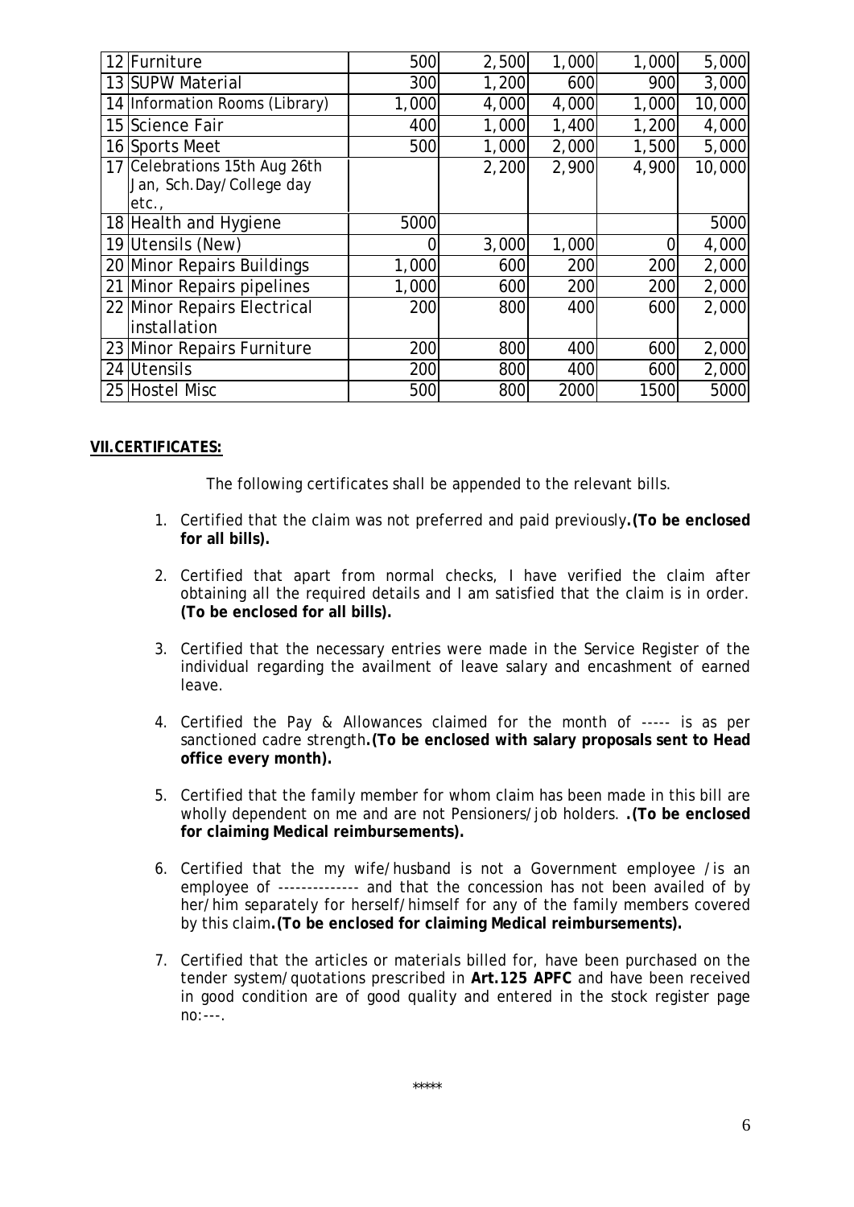| | | | | | | |
|---|---|---|---|---|---|---|
| 12 | Furniture | 500 | 2,500 | 1,000 | 1,000 | 5,000 |
| 13 | SUPW Material | 300 | 1,200 | 600 | 900 | 3,000 |
| 14 | Information Rooms (Library) | 1,000 | 4,000 | 4,000 | 1,000 | 10,000 |
| 15 | Science Fair | 400 | 1,000 | 1,400 | 1,200 | 4,000 |
| 16 | Sports Meet | 500 | 1,000 | 2,000 | 1,500 | 5,000 |
| 17 | Celebrations 15th Aug 26th Jan, Sch.Day/College day etc., | | 2,200 | 2,900 | 4,900 | 10,000 |
| 18 | Health and Hygiene | 5000 | | | | 5000 |
| 19 | Utensils (New) | 0 | 3,000 | 1,000 | 0 | 4,000 |
| 20 | Minor Repairs Buildings | 1,000 | 600 | 200 | 200 | 2,000 |
| 21 | Minor Repairs pipelines | 1,000 | 600 | 200 | 200 | 2,000 |
| 22 | Minor Repairs Electrical installation | 200 | 800 | 400 | 600 | 2,000 |
| 23 | Minor Repairs Furniture | 200 | 800 | 400 | 600 | 2,000 |
| 24 | Utensils | 200 | 800 | 400 | 600 | 2,000 |
| 25 | Hostel Misc | 500 | 800 | 2000 | 1500 | 5000 |

**VII.CERTIFICATES:**

The following certificates shall be appended to the relevant bills.

1. Certified that the claim was not preferred and paid previously**.(To be enclosed for all bills).**

2. Certified that apart from normal checks, I have verified the claim after obtaining all the required details and I am satisfied that the claim is in order. **(To be enclosed for all bills).**

3. Certified that the necessary entries were made in the Service Register of the individual regarding the availment of leave salary and encashment of earned leave.

4. Certified the Pay & Allowances claimed for the month of ----- is as per sanctioned cadre strength**.(To be enclosed with salary proposals sent to Head office every month).**

5. Certified that the family member for whom claim has been made in this bill are wholly dependent on me and are not Pensioners/job holders. **.(To be enclosed for claiming Medical reimbursements).**

6. Certified that the my wife/husband is not a Government employee /is an employee of -------------- and that the concession has not been availed of by her/him separately for herself/himself for any of the family members covered by this claim**.(To be enclosed for claiming Medical reimbursements).**

7. Certified that the articles or materials billed for, have been purchased on the tender system/quotations prescribed in **Art.125 APFC** and have been received in good condition are of good quality and entered in the stock register page no:---.

*****